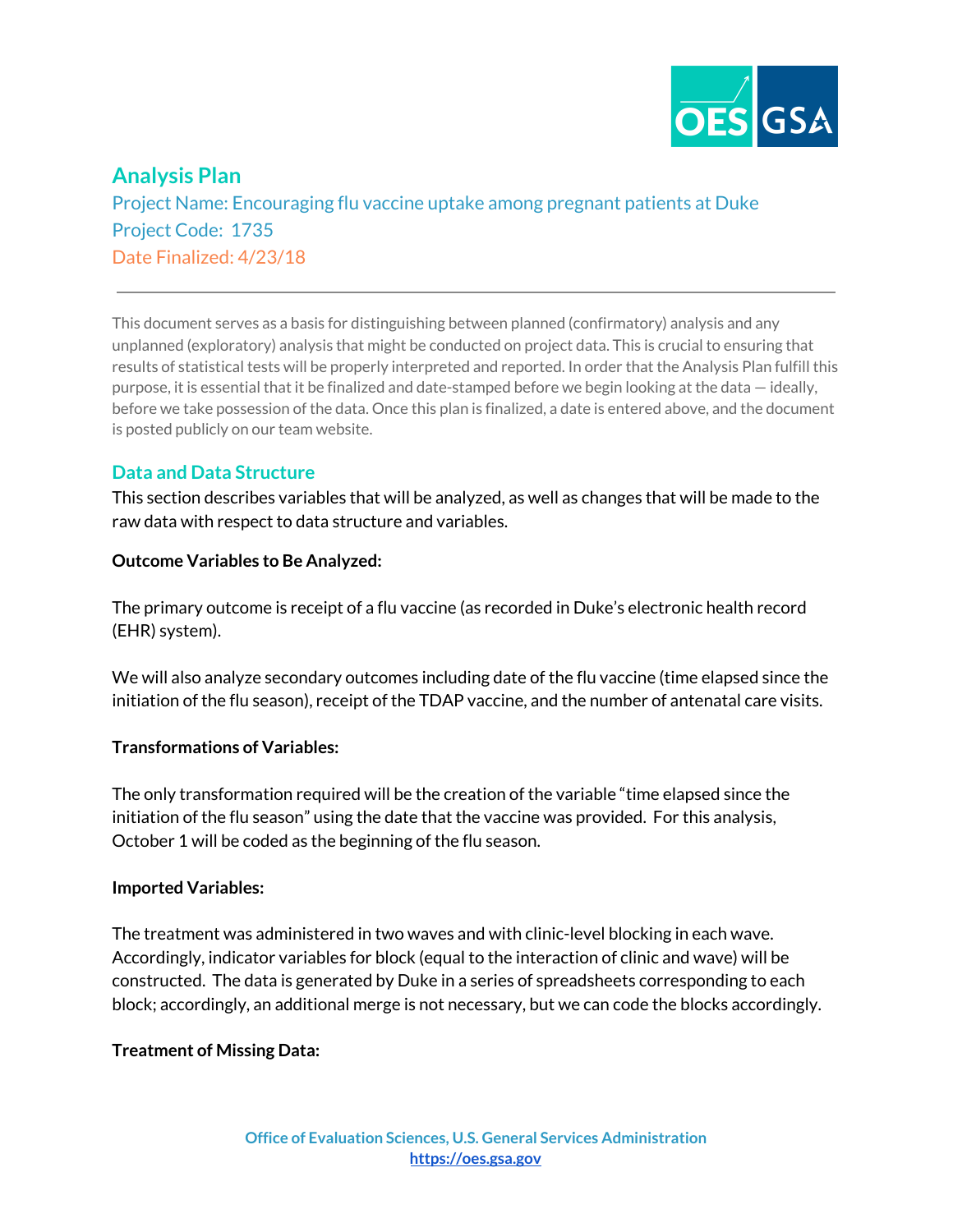# Analysis Plan

Project Name: Encouraging flu vaccine uptake among pregnant patients at Duke
Project Code: 1735
Date Finalized: 4/23/18

---

This document serves as a basis for distinguishing between planned (confirmatory) analysis and any unplanned (exploratory) analysis that might be conducted on project data. This is crucial to ensuring that results of statistical tests will be properly interpreted and reported. In order that the Analysis Plan fulfill this purpose, it is essential that it be finalized and date-stamped before we begin looking at the data — ideally, before we take possession of the data. Once this plan is finalized, a date is entered above, and the document is posted publicly on our team website.

## Data and Data Structure

This section describes variables that will be analyzed, as well as changes that will be made to the raw data with respect to data structure and variables.

**Outcome Variables to Be Analyzed:**

The primary outcome is receipt of a flu vaccine (as recorded in Duke's electronic health record (EHR) system).

We will also analyze secondary outcomes including date of the flu vaccine (time elapsed since the initiation of the flu season), receipt of the TDAP vaccine, and the number of antenatal care visits.

**Transformations of Variables:**

The only transformation required will be the creation of the variable "time elapsed since the initiation of the flu season" using the date that the vaccine was provided. For this analysis, October 1 will be coded as the beginning of the flu season.

**Imported Variables:**

The treatment was administered in two waves and with clinic-level blocking in each wave. Accordingly, indicator variables for block (equal to the interaction of clinic and wave) will be constructed. The data is generated by Duke in a series of spreadsheets corresponding to each block; accordingly, an additional merge is not necessary, but we can code the blocks accordingly.

**Treatment of Missing Data:**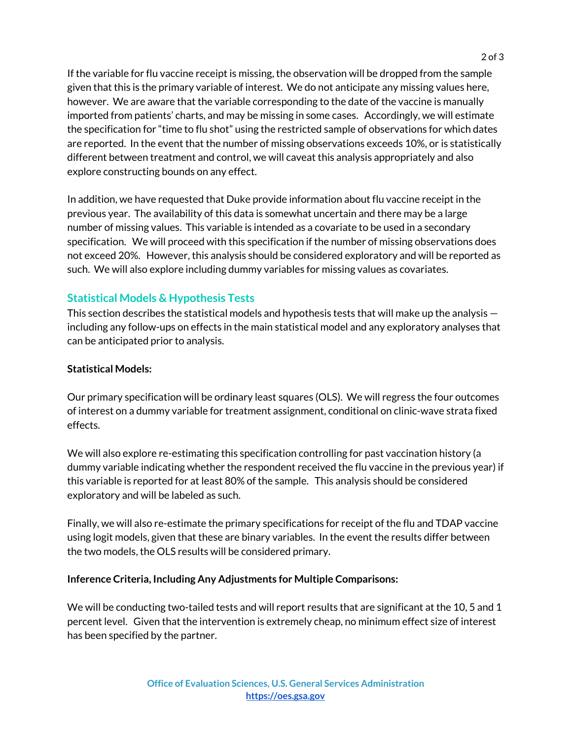If the variable for flu vaccine receipt is missing, the observation will be dropped from the sample given that this is the primary variable of interest. We do not anticipate any missing values here, however. We are aware that the variable corresponding to the date of the vaccine is manually imported from patients' charts, and may be missing in some cases. Accordingly, we will estimate the specification for "time to flu shot" using the restricted sample of observations for which dates are reported. In the event that the number of missing observations exceeds 10%, or is statistically different between treatment and control, we will caveat this analysis appropriately and also explore constructing bounds on any effect.

In addition, we have requested that Duke provide information about flu vaccine receipt in the previous year. The availability of this data is somewhat uncertain and there may be a large number of missing values. This variable is intended as a covariate to be used in a secondary specification. We will proceed with this specification if the number of missing observations does not exceed 20%. However, this analysis should be considered exploratory and will be reported as such. We will also explore including dummy variables for missing values as covariates.

## Statistical Models & Hypothesis Tests

This section describes the statistical models and hypothesis tests that will make up the analysis — including any follow-ups on effects in the main statistical model and any exploratory analyses that can be anticipated prior to analysis.

**Statistical Models:**

Our primary specification will be ordinary least squares (OLS). We will regress the four outcomes of interest on a dummy variable for treatment assignment, conditional on clinic-wave strata fixed effects.

We will also explore re-estimating this specification controlling for past vaccination history (a dummy variable indicating whether the respondent received the flu vaccine in the previous year) if this variable is reported for at least 80% of the sample. This analysis should be considered exploratory and will be labeled as such.

Finally, we will also re-estimate the primary specifications for receipt of the flu and TDAP vaccine using logit models, given that these are binary variables. In the event the results differ between the two models, the OLS results will be considered primary.

**Inference Criteria, Including Any Adjustments for Multiple Comparisons:**

We will be conducting two-tailed tests and will report results that are significant at the 10, 5 and 1 percent level. Given that the intervention is extremely cheap, no minimum effect size of interest has been specified by the partner.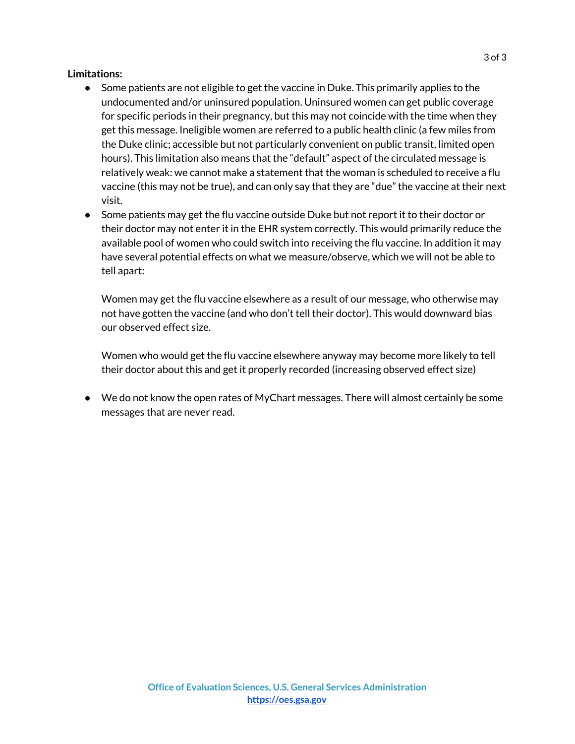**Limitations:**

- Some patients are not eligible to get the vaccine in Duke. This primarily applies to the undocumented and/or uninsured population. Uninsured women can get public coverage for specific periods in their pregnancy, but this may not coincide with the time when they get this message. Ineligible women are referred to a public health clinic (a few miles from the Duke clinic; accessible but not particularly convenient on public transit, limited open hours). This limitation also means that the "default" aspect of the circulated message is relatively weak: we cannot make a statement that the woman is scheduled to receive a flu vaccine (this may not be true), and can only say that they are "due" the vaccine at their next visit.
- Some patients may get the flu vaccine outside Duke but not report it to their doctor or their doctor may not enter it in the EHR system correctly. This would primarily reduce the available pool of women who could switch into receiving the flu vaccine. In addition it may have several potential effects on what we measure/observe, which we will not be able to tell apart:

  Women may get the flu vaccine elsewhere as a result of our message, who otherwise may not have gotten the vaccine (and who don't tell their doctor). This would downward bias our observed effect size.

  Women who would get the flu vaccine elsewhere anyway may become more likely to tell their doctor about this and get it properly recorded (increasing observed effect size)

- We do not know the open rates of MyChart messages. There will almost certainly be some messages that are never read.